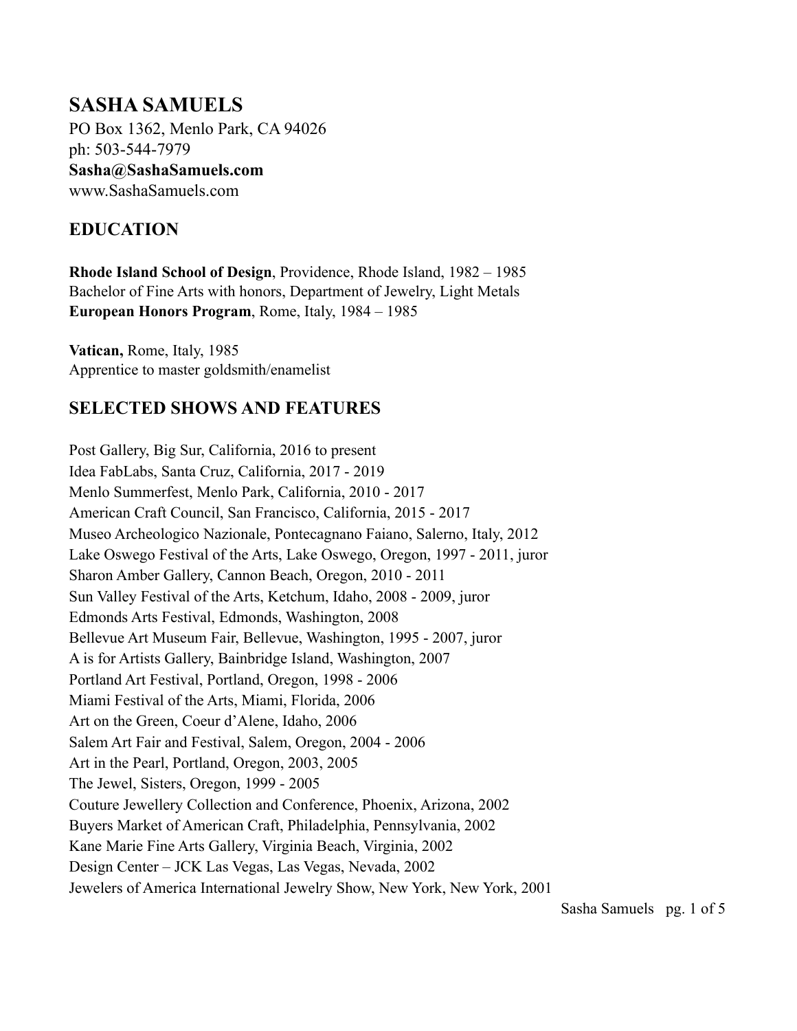# SASHA SAMUELS

PO Box 1362, Menlo Park, CA 94026
ph: 503-544-7979
**Sasha@SashaSamuels.com**
www.SashaSamuels.com

## EDUCATION

**Rhode Island School of Design**, Providence, Rhode Island, 1982 – 1985
Bachelor of Fine Arts with honors, Department of Jewelry, Light Metals
**European Honors Program**, Rome, Italy, 1984 – 1985

**Vatican,** Rome, Italy, 1985
Apprentice to master goldsmith/enamelist

## SELECTED SHOWS AND FEATURES

Post Gallery, Big Sur, California, 2016 to present
Idea FabLabs, Santa Cruz, California, 2017 - 2019
Menlo Summerfest, Menlo Park, California, 2010 - 2017
American Craft Council, San Francisco, California, 2015 - 2017
Museo Archeologico Nazionale, Pontecagnano Faiano, Salerno, Italy, 2012
Lake Oswego Festival of the Arts, Lake Oswego, Oregon, 1997 - 2011, juror
Sharon Amber Gallery, Cannon Beach, Oregon, 2010 - 2011
Sun Valley Festival of the Arts, Ketchum, Idaho, 2008 - 2009, juror
Edmonds Arts Festival, Edmonds, Washington, 2008
Bellevue Art Museum Fair, Bellevue, Washington, 1995 - 2007, juror
A is for Artists Gallery, Bainbridge Island, Washington, 2007
Portland Art Festival, Portland, Oregon, 1998 - 2006
Miami Festival of the Arts, Miami, Florida, 2006
Art on the Green, Coeur d'Alene, Idaho, 2006
Salem Art Fair and Festival, Salem, Oregon, 2004 - 2006
Art in the Pearl, Portland, Oregon, 2003, 2005
The Jewel, Sisters, Oregon, 1999 - 2005
Couture Jewellery Collection and Conference, Phoenix, Arizona, 2002
Buyers Market of American Craft, Philadelphia, Pennsylvania, 2002
Kane Marie Fine Arts Gallery, Virginia Beach, Virginia, 2002
Design Center – JCK Las Vegas, Las Vegas, Nevada, 2002
Jewelers of America International Jewelry Show, New York, New York, 2001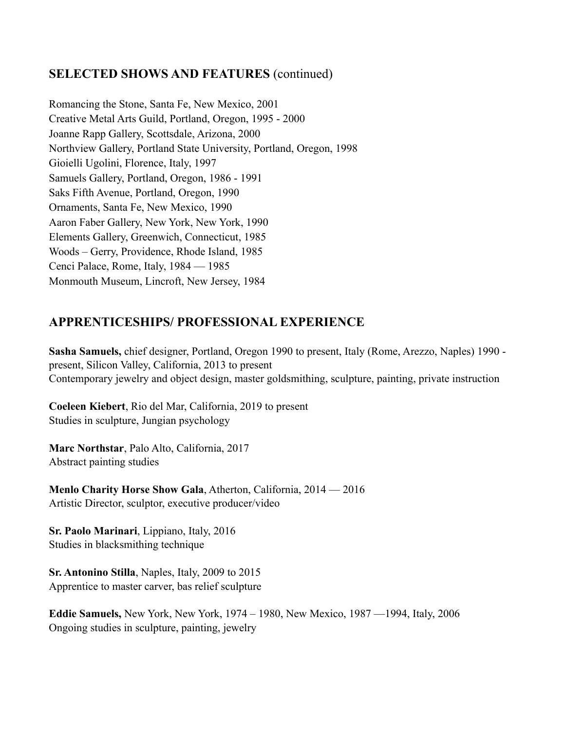## SELECTED SHOWS AND FEATURES (continued)

Romancing the Stone, Santa Fe, New Mexico, 2001
Creative Metal Arts Guild, Portland, Oregon, 1995 - 2000
Joanne Rapp Gallery, Scottsdale, Arizona, 2000
Northview Gallery, Portland State University, Portland, Oregon, 1998
Gioielli Ugolini, Florence, Italy, 1997
Samuels Gallery, Portland, Oregon, 1986 - 1991
Saks Fifth Avenue, Portland, Oregon, 1990
Ornaments, Santa Fe, New Mexico, 1990
Aaron Faber Gallery, New York, New York, 1990
Elements Gallery, Greenwich, Connecticut, 1985
Woods – Gerry, Providence, Rhode Island, 1985
Cenci Palace, Rome, Italy, 1984 — 1985
Monmouth Museum, Lincroft, New Jersey, 1984

## APPRENTICESHIPS/ PROFESSIONAL EXPERIENCE

**Sasha Samuels,** chief designer, Portland, Oregon 1990 to present, Italy (Rome, Arezzo, Naples) 1990 - present, Silicon Valley, California, 2013 to present
Contemporary jewelry and object design, master goldsmithing, sculpture, painting, private instruction

**Coeleen Kiebert**, Rio del Mar, California, 2019 to present
Studies in sculpture, Jungian psychology

**Marc Northstar**, Palo Alto, California, 2017
Abstract painting studies

**Menlo Charity Horse Show Gala**, Atherton, California, 2014 — 2016
Artistic Director, sculptor, executive producer/video

**Sr. Paolo Marinari**, Lippiano, Italy, 2016
Studies in blacksmithing technique

**Sr. Antonino Stilla**, Naples, Italy, 2009 to 2015
Apprentice to master carver, bas relief sculpture

**Eddie Samuels,** New York, New York, 1974 – 1980, New Mexico, 1987 —1994, Italy, 2006
Ongoing studies in sculpture, painting, jewelry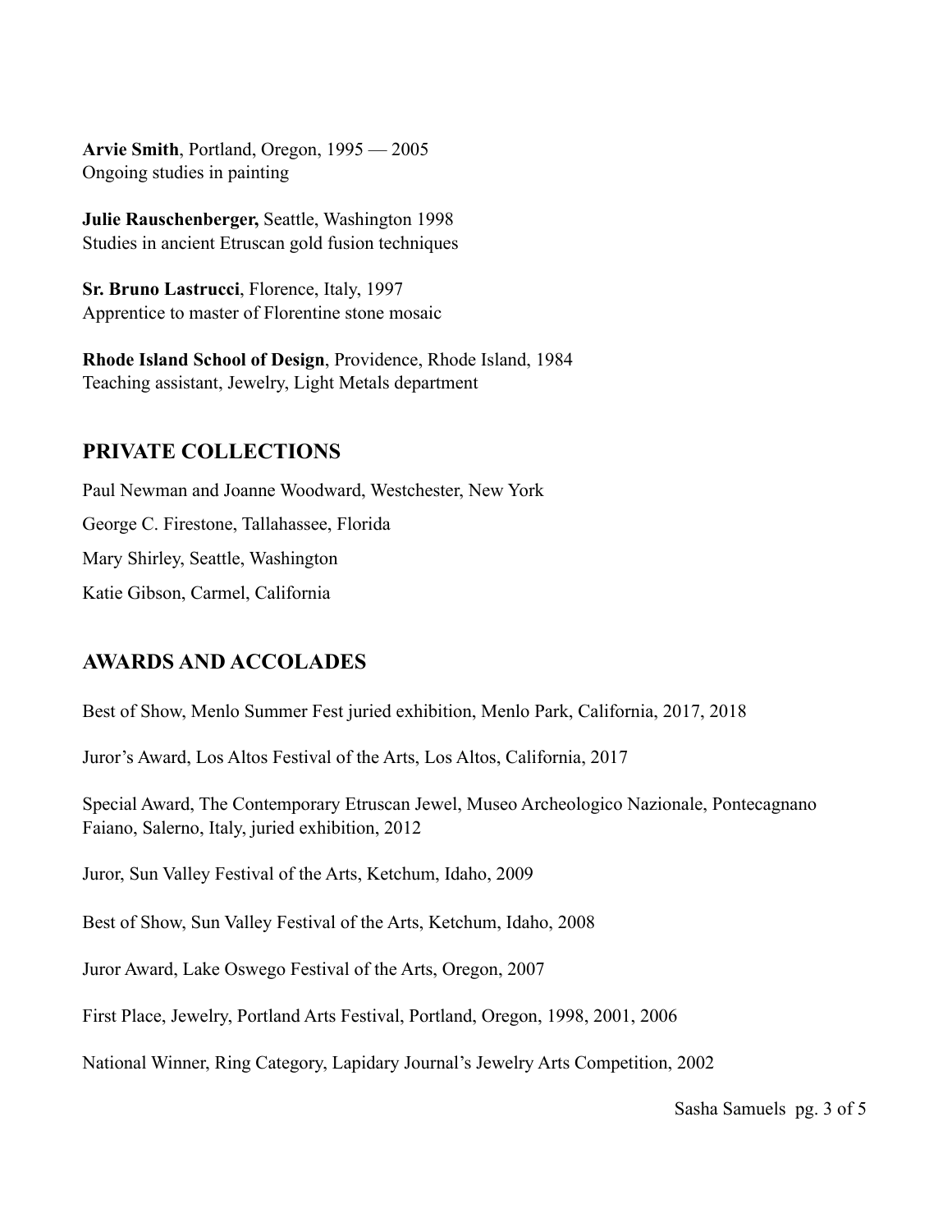**Arvie Smith**, Portland, Oregon, 1995 — 2005
Ongoing studies in painting

**Julie Rauschenberger,** Seattle, Washington 1998
Studies in ancient Etruscan gold fusion techniques

**Sr. Bruno Lastrucci**, Florence, Italy, 1997
Apprentice to master of Florentine stone mosaic

**Rhode Island School of Design**, Providence, Rhode Island, 1984
Teaching assistant, Jewelry, Light Metals department

## PRIVATE COLLECTIONS

Paul Newman and Joanne Woodward, Westchester, New York

George C. Firestone, Tallahassee, Florida

Mary Shirley, Seattle, Washington

Katie Gibson, Carmel, California

## AWARDS AND ACCOLADES

Best of Show, Menlo Summer Fest juried exhibition, Menlo Park, California, 2017, 2018

Juror's Award, Los Altos Festival of the Arts, Los Altos, California, 2017

Special Award, The Contemporary Etruscan Jewel, Museo Archeologico Nazionale, Pontecagnano Faiano, Salerno, Italy, juried exhibition, 2012

Juror, Sun Valley Festival of the Arts, Ketchum, Idaho, 2009

Best of Show, Sun Valley Festival of the Arts, Ketchum, Idaho, 2008

Juror Award, Lake Oswego Festival of the Arts, Oregon, 2007

First Place, Jewelry, Portland Arts Festival, Portland, Oregon, 1998, 2001, 2006

National Winner, Ring Category, Lapidary Journal's Jewelry Arts Competition, 2002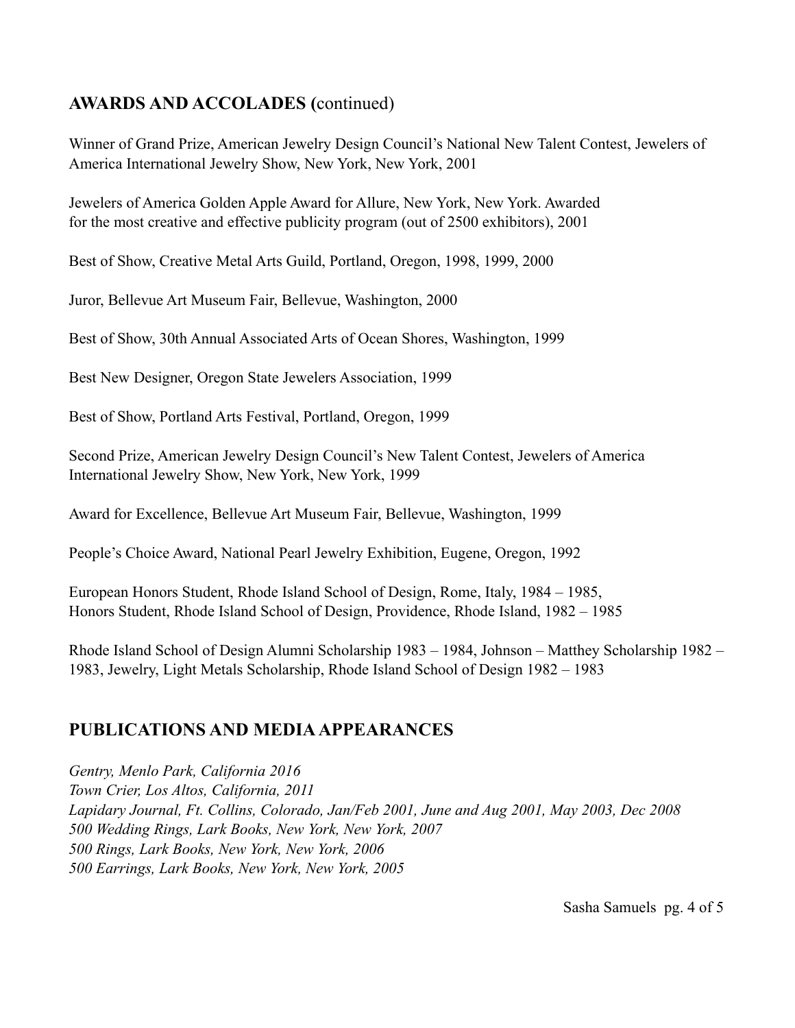## **AWARDS AND ACCOLADES (**continued)

Winner of Grand Prize, American Jewelry Design Council's National New Talent Contest, Jewelers of America International Jewelry Show, New York, New York, 2001

Jewelers of America Golden Apple Award for Allure, New York, New York. Awarded for the most creative and effective publicity program (out of 2500 exhibitors), 2001

Best of Show, Creative Metal Arts Guild, Portland, Oregon, 1998, 1999, 2000

Juror, Bellevue Art Museum Fair, Bellevue, Washington, 2000

Best of Show, 30th Annual Associated Arts of Ocean Shores, Washington, 1999

Best New Designer, Oregon State Jewelers Association, 1999

Best of Show, Portland Arts Festival, Portland, Oregon, 1999

Second Prize, American Jewelry Design Council's New Talent Contest, Jewelers of America International Jewelry Show, New York, New York, 1999

Award for Excellence, Bellevue Art Museum Fair, Bellevue, Washington, 1999

People's Choice Award, National Pearl Jewelry Exhibition, Eugene, Oregon, 1992

European Honors Student, Rhode Island School of Design, Rome, Italy, 1984 – 1985,
Honors Student, Rhode Island School of Design, Providence, Rhode Island, 1982 – 1985

Rhode Island School of Design Alumni Scholarship 1983 – 1984, Johnson – Matthey Scholarship 1982 – 1983, Jewelry, Light Metals Scholarship, Rhode Island School of Design 1982 – 1983

## **PUBLICATIONS AND MEDIA APPEARANCES**

*Gentry, Menlo Park, California 2016*
*Town Crier, Los Altos, California, 2011*
*Lapidary Journal, Ft. Collins, Colorado, Jan/Feb 2001, June and Aug 2001, May 2003, Dec 2008*
*500 Wedding Rings, Lark Books, New York, New York, 2007*
*500 Rings, Lark Books, New York, New York, 2006*
*500 Earrings, Lark Books, New York, New York, 2005*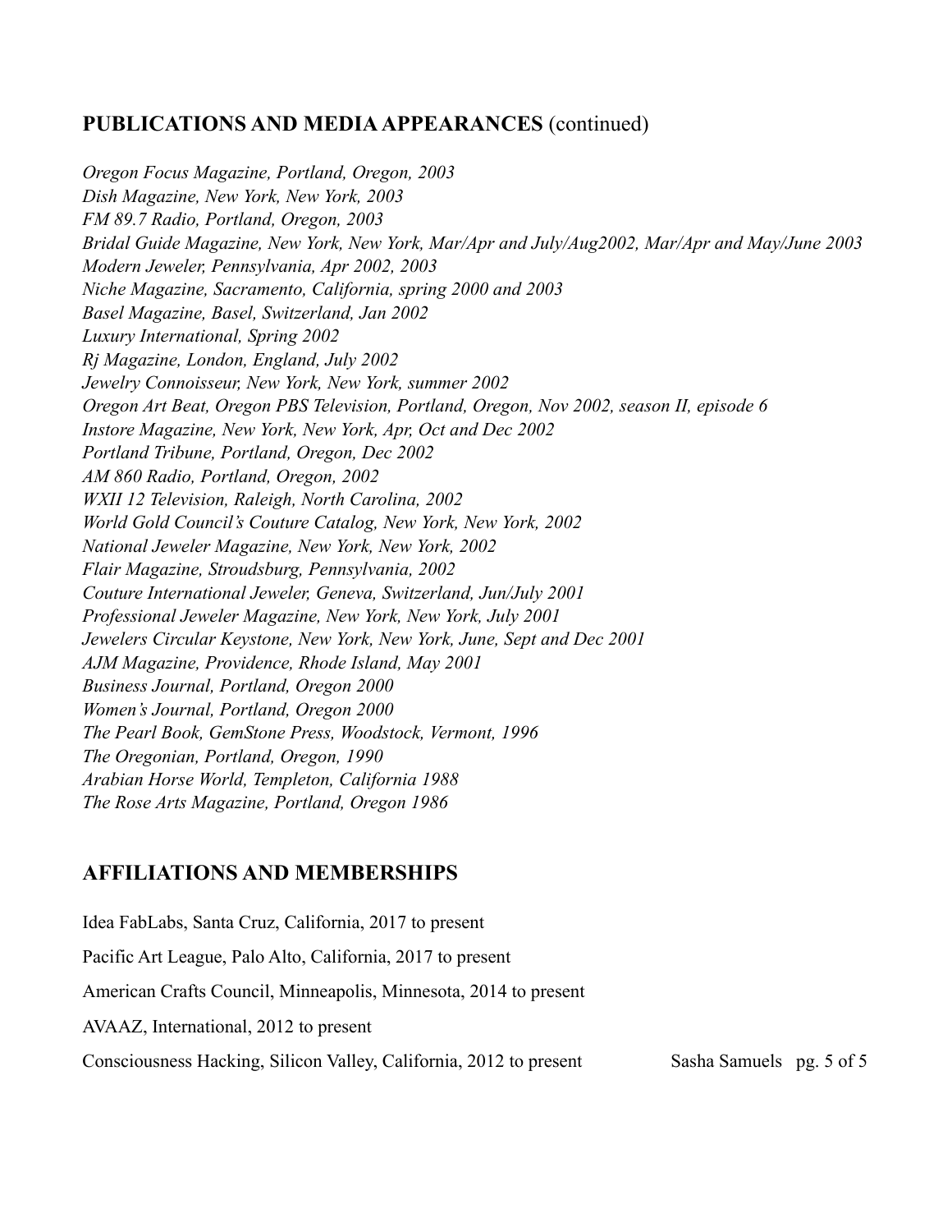## PUBLICATIONS AND MEDIA APPEARANCES (continued)

*Oregon Focus Magazine, Portland, Oregon, 2003*
*Dish Magazine, New York, New York, 2003*
*FM 89.7 Radio, Portland, Oregon, 2003*
*Bridal Guide Magazine, New York, New York, Mar/Apr and July/Aug2002, Mar/Apr and May/June 2003*
*Modern Jeweler, Pennsylvania, Apr 2002, 2003*
*Niche Magazine, Sacramento, California, spring 2000 and 2003*
*Basel Magazine, Basel, Switzerland, Jan 2002*
*Luxury International, Spring 2002*
*Rj Magazine, London, England, July 2002*
*Jewelry Connoisseur, New York, New York, summer 2002*
*Oregon Art Beat, Oregon PBS Television, Portland, Oregon, Nov 2002, season II, episode 6*
*Instore Magazine, New York, New York, Apr, Oct and Dec 2002*
*Portland Tribune, Portland, Oregon, Dec 2002*
*AM 860 Radio, Portland, Oregon, 2002*
*WXII 12 Television, Raleigh, North Carolina, 2002*
*World Gold Council's Couture Catalog, New York, New York, 2002*
*National Jeweler Magazine, New York, New York, 2002*
*Flair Magazine, Stroudsburg, Pennsylvania, 2002*
*Couture International Jeweler, Geneva, Switzerland, Jun/July 2001*
*Professional Jeweler Magazine, New York, New York, July 2001*
*Jewelers Circular Keystone, New York, New York, June, Sept and Dec 2001*
*AJM Magazine, Providence, Rhode Island, May 2001*
*Business Journal, Portland, Oregon 2000*
*Women's Journal, Portland, Oregon 2000*
*The Pearl Book, GemStone Press, Woodstock, Vermont, 1996*
*The Oregonian, Portland, Oregon, 1990*
*Arabian Horse World, Templeton, California 1988*
*The Rose Arts Magazine, Portland, Oregon 1986*

## AFFILIATIONS AND MEMBERSHIPS

Idea FabLabs, Santa Cruz, California, 2017 to present

Pacific Art League, Palo Alto, California, 2017 to present

American Crafts Council, Minneapolis, Minnesota, 2014 to present

AVAAZ, International, 2012 to present

Consciousness Hacking, Silicon Valley, California, 2012 to present